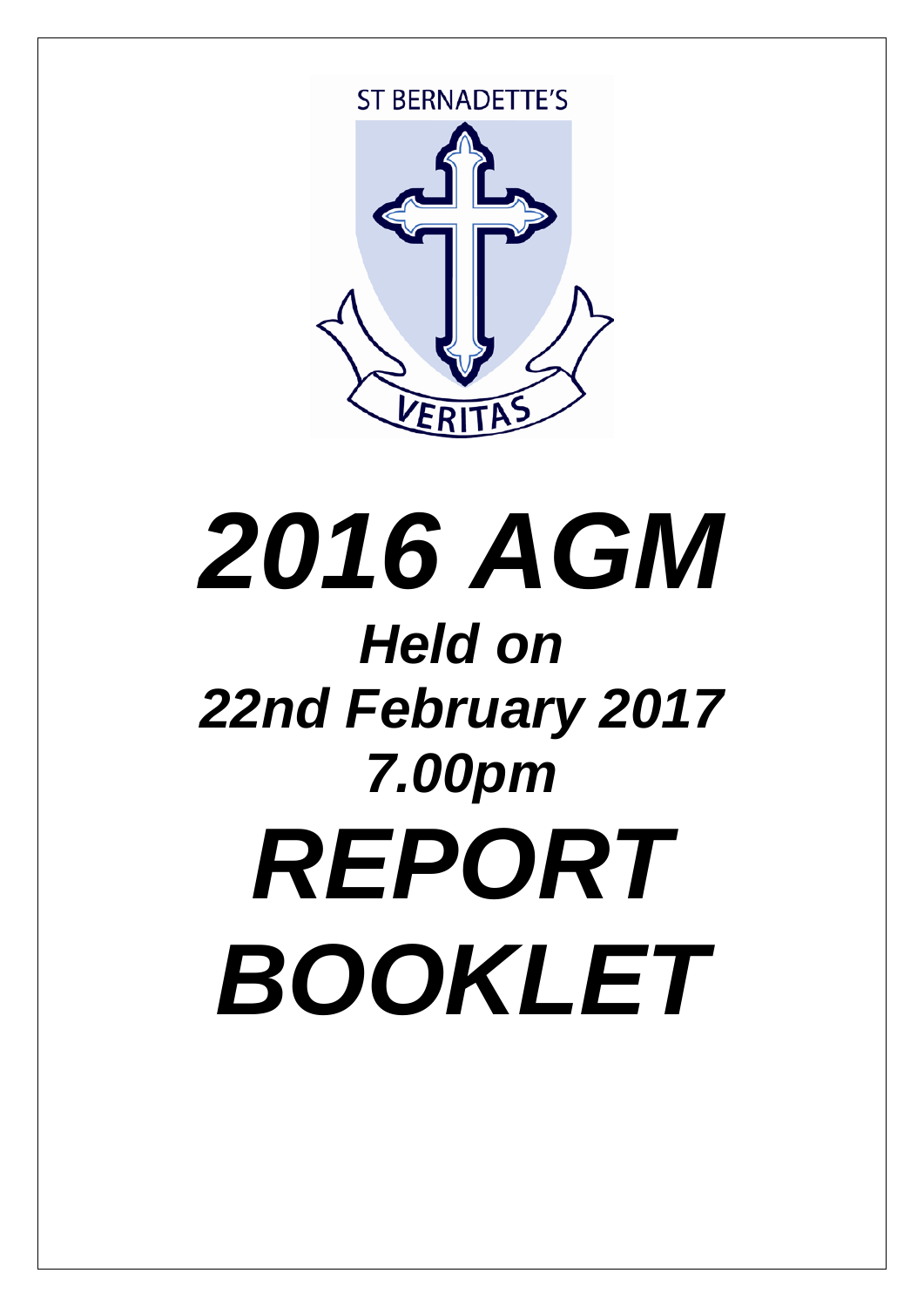ST BERNADETTE'S

VERITAS

# *2016 AGM*

## *Held on*

## *22nd February 2017*

## *7.00pm*

# *REPORT*

# *BOOKLET*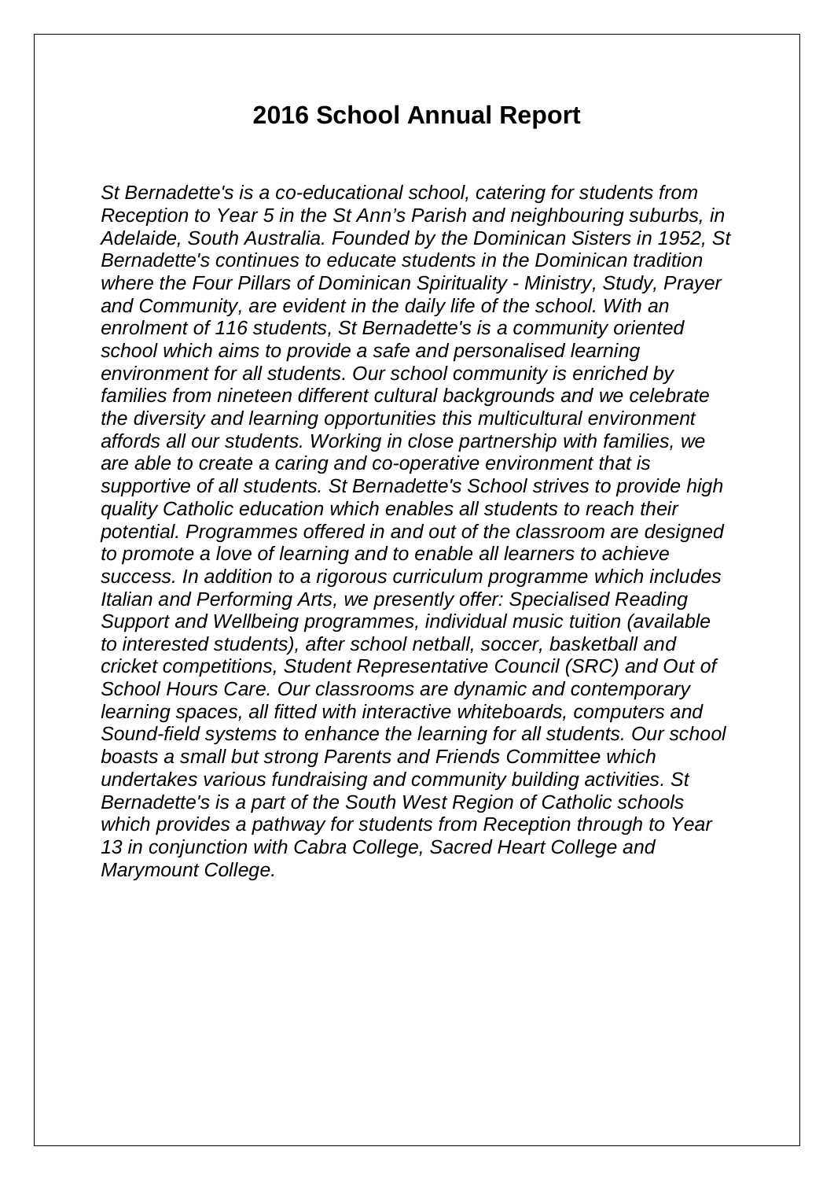# 2016 School Annual Report

*St Bernadette's is a co-educational school, catering for students from Reception to Year 5 in the St Ann's Parish and neighbouring suburbs, in Adelaide, South Australia. Founded by the Dominican Sisters in 1952, St Bernadette's continues to educate students in the Dominican tradition where the Four Pillars of Dominican Spirituality - Ministry, Study, Prayer and Community, are evident in the daily life of the school. With an enrolment of 116 students, St Bernadette's is a community oriented school which aims to provide a safe and personalised learning environment for all students. Our school community is enriched by families from nineteen different cultural backgrounds and we celebrate the diversity and learning opportunities this multicultural environment affords all our students. Working in close partnership with families, we are able to create a caring and co-operative environment that is supportive of all students. St Bernadette's School strives to provide high quality Catholic education which enables all students to reach their potential. Programmes offered in and out of the classroom are designed to promote a love of learning and to enable all learners to achieve success. In addition to a rigorous curriculum programme which includes Italian and Performing Arts, we presently offer: Specialised Reading Support and Wellbeing programmes, individual music tuition (available to interested students), after school netball, soccer, basketball and cricket competitions, Student Representative Council (SRC) and Out of School Hours Care. Our classrooms are dynamic and contemporary learning spaces, all fitted with interactive whiteboards, computers and Sound-field systems to enhance the learning for all students. Our school boasts a small but strong Parents and Friends Committee which undertakes various fundraising and community building activities. St Bernadette's is a part of the South West Region of Catholic schools which provides a pathway for students from Reception through to Year 13 in conjunction with Cabra College, Sacred Heart College and Marymount College.*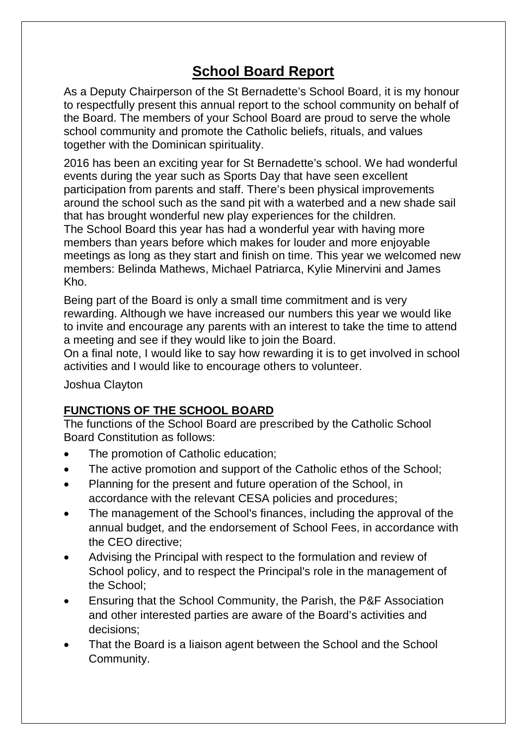# School Board Report

As a Deputy Chairperson of the St Bernadette's School Board, it is my honour to respectfully present this annual report to the school community on behalf of the Board. The members of your School Board are proud to serve the whole school community and promote the Catholic beliefs, rituals, and values together with the Dominican spirituality.

2016 has been an exciting year for St Bernadette's school. We had wonderful events during the year such as Sports Day that have seen excellent participation from parents and staff. There's been physical improvements around the school such as the sand pit with a waterbed and a new shade sail that has brought wonderful new play experiences for the children.
The School Board this year has had a wonderful year with having more members than years before which makes for louder and more enjoyable meetings as long as they start and finish on time. This year we welcomed new members: Belinda Mathews, Michael Patriarca, Kylie Minervini and James Kho.

Being part of the Board is only a small time commitment and is very rewarding. Although we have increased our numbers this year we would like to invite and encourage any parents with an interest to take the time to attend a meeting and see if they would like to join the Board.
On a final note, I would like to say how rewarding it is to get involved in school activities and I would like to encourage others to volunteer.

Joshua Clayton

## FUNCTIONS OF THE SCHOOL BOARD

The functions of the School Board are prescribed by the Catholic School Board Constitution as follows:

- The promotion of Catholic education;
- The active promotion and support of the Catholic ethos of the School;
- Planning for the present and future operation of the School, in accordance with the relevant CESA policies and procedures;
- The management of the School's finances, including the approval of the annual budget, and the endorsement of School Fees, in accordance with the CEO directive;
- Advising the Principal with respect to the formulation and review of School policy, and to respect the Principal's role in the management of the School;
- Ensuring that the School Community, the Parish, the P&F Association and other interested parties are aware of the Board's activities and decisions;
- That the Board is a liaison agent between the School and the School Community.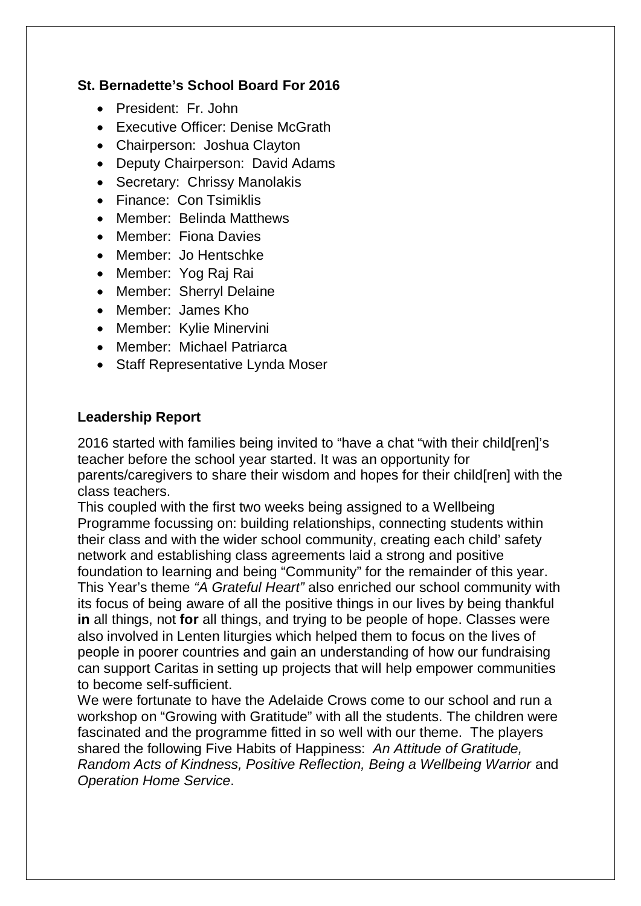### St. Bernadette's School Board For 2016

- President: Fr. John
- Executive Officer: Denise McGrath
- Chairperson: Joshua Clayton
- Deputy Chairperson: David Adams
- Secretary: Chrissy Manolakis
- Finance: Con Tsimiklis
- Member: Belinda Matthews
- Member: Fiona Davies
- Member: Jo Hentschke
- Member: Yog Raj Rai
- Member: Sherryl Delaine
- Member: James Kho
- Member: Kylie Minervini
- Member: Michael Patriarca
- Staff Representative Lynda Moser

### Leadership Report

2016 started with families being invited to "have a chat "with their child[ren]'s teacher before the school year started. It was an opportunity for parents/caregivers to share their wisdom and hopes for their child[ren] with the class teachers.
This coupled with the first two weeks being assigned to a Wellbeing Programme focussing on: building relationships, connecting students within their class and with the wider school community, creating each child' safety network and establishing class agreements laid a strong and positive foundation to learning and being "Community" for the remainder of this year.
This Year's theme *"A Grateful Heart"* also enriched our school community with its focus of being aware of all the positive things in our lives by being thankful **in** all things, not **for** all things, and trying to be people of hope. Classes were also involved in Lenten liturgies which helped them to focus on the lives of people in poorer countries and gain an understanding of how our fundraising can support Caritas in setting up projects that will help empower communities to become self-sufficient.
We were fortunate to have the Adelaide Crows come to our school and run a workshop on "Growing with Gratitude" with all the students. The children were fascinated and the programme fitted in so well with our theme. The players shared the following Five Habits of Happiness: *An Attitude of Gratitude, Random Acts of Kindness, Positive Reflection, Being a Wellbeing Warrior* and *Operation Home Service*.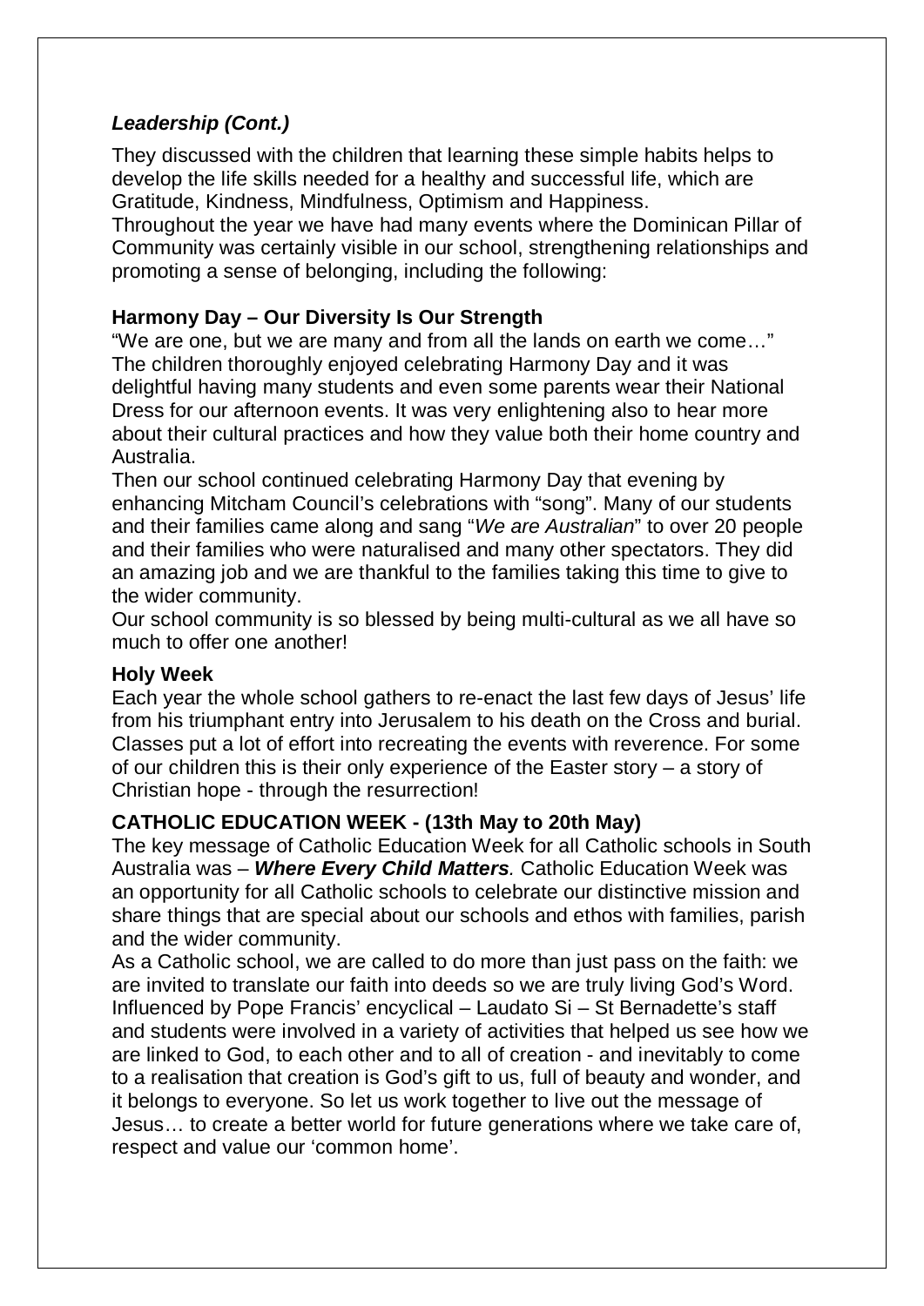### *Leadership (Cont.)*

They discussed with the children that learning these simple habits helps to develop the life skills needed for a healthy and successful life, which are Gratitude, Kindness, Mindfulness, Optimism and Happiness.
Throughout the year we have had many events where the Dominican Pillar of Community was certainly visible in our school, strengthening relationships and promoting a sense of belonging, including the following:

**Harmony Day – Our Diversity Is Our Strength**

"We are one, but we are many and from all the lands on earth we come…"
The children thoroughly enjoyed celebrating Harmony Day and it was delightful having many students and even some parents wear their National Dress for our afternoon events. It was very enlightening also to hear more about their cultural practices and how they value both their home country and Australia.
Then our school continued celebrating Harmony Day that evening by enhancing Mitcham Council's celebrations with "song". Many of our students and their families came along and sang "*We are Australian*" to over 20 people and their families who were naturalised and many other spectators. They did an amazing job and we are thankful to the families taking this time to give to the wider community.
Our school community is so blessed by being multi-cultural as we all have so much to offer one another!

**Holy Week**

Each year the whole school gathers to re-enact the last few days of Jesus' life from his triumphant entry into Jerusalem to his death on the Cross and burial. Classes put a lot of effort into recreating the events with reverence. For some of our children this is their only experience of the Easter story – a story of Christian hope - through the resurrection!

**CATHOLIC EDUCATION WEEK - (13th May to 20th May)**

The key message of Catholic Education Week for all Catholic schools in South Australia was – ***Where Every Child Matters****.* Catholic Education Week was an opportunity for all Catholic schools to celebrate our distinctive mission and share things that are special about our schools and ethos with families, parish and the wider community.
As a Catholic school, we are called to do more than just pass on the faith: we are invited to translate our faith into deeds so we are truly living God's Word. Influenced by Pope Francis' encyclical – Laudato Si – St Bernadette's staff and students were involved in a variety of activities that helped us see how we are linked to God, to each other and to all of creation - and inevitably to come to a realisation that creation is God's gift to us, full of beauty and wonder, and it belongs to everyone. So let us work together to live out the message of Jesus… to create a better world for future generations where we take care of, respect and value our 'common home'.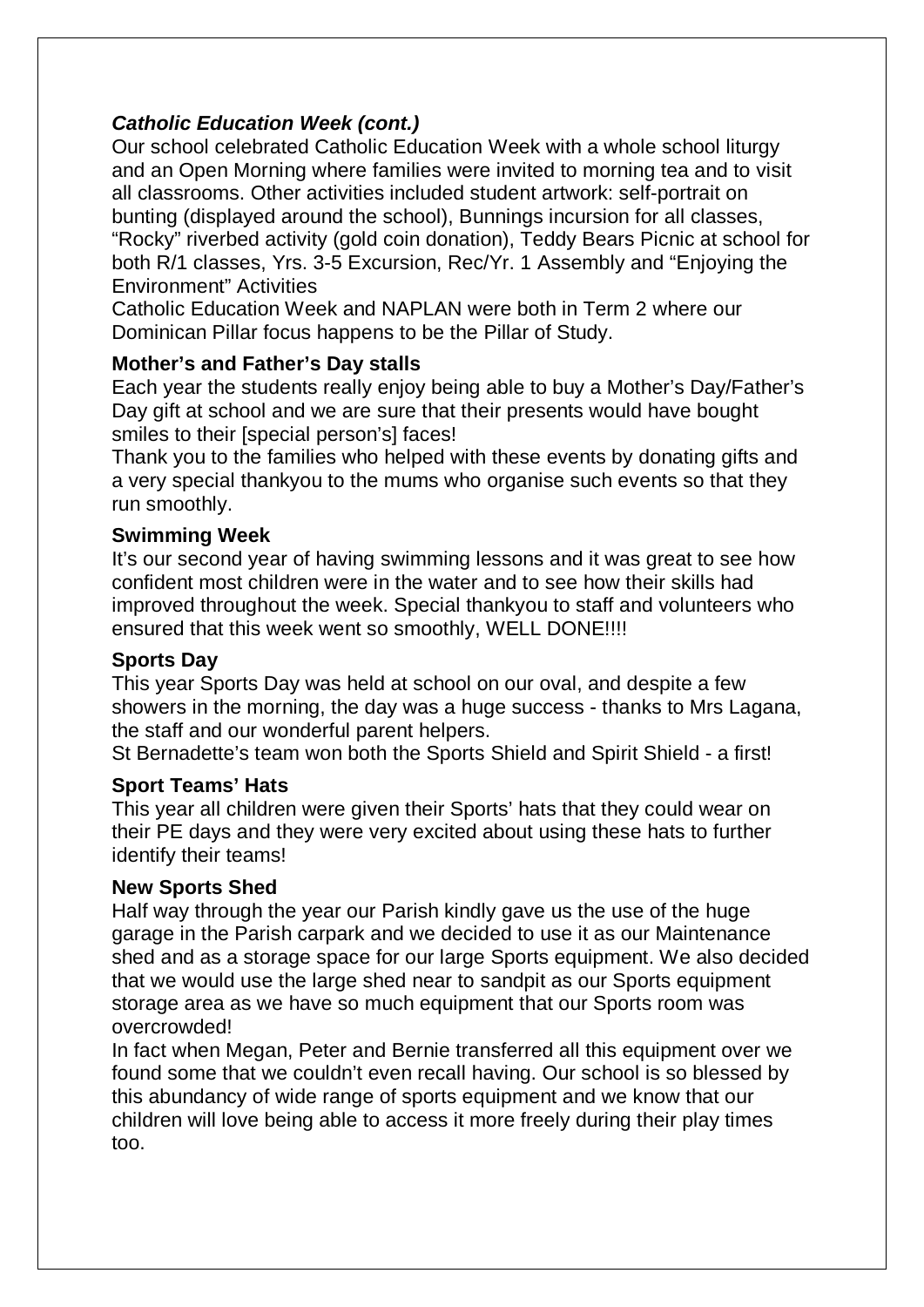### *Catholic Education Week (cont.)*

Our school celebrated Catholic Education Week with a whole school liturgy and an Open Morning where families were invited to morning tea and to visit all classrooms. Other activities included student artwork: self-portrait on bunting (displayed around the school), Bunnings incursion for all classes, "Rocky" riverbed activity (gold coin donation), Teddy Bears Picnic at school for both R/1 classes, Yrs. 3-5 Excursion, Rec/Yr. 1 Assembly and "Enjoying the Environment" Activities

Catholic Education Week and NAPLAN were both in Term 2 where our Dominican Pillar focus happens to be the Pillar of Study.

### Mother's and Father's Day stalls

Each year the students really enjoy being able to buy a Mother's Day/Father's Day gift at school and we are sure that their presents would have bought smiles to their [special person's] faces!

Thank you to the families who helped with these events by donating gifts and a very special thankyou to the mums who organise such events so that they run smoothly.

### Swimming Week

It's our second year of having swimming lessons and it was great to see how confident most children were in the water and to see how their skills had improved throughout the week. Special thankyou to staff and volunteers who ensured that this week went so smoothly, WELL DONE!!!!

### Sports Day

This year Sports Day was held at school on our oval, and despite a few showers in the morning, the day was a huge success - thanks to Mrs Lagana, the staff and our wonderful parent helpers.

St Bernadette's team won both the Sports Shield and Spirit Shield - a first!

### Sport Teams' Hats

This year all children were given their Sports' hats that they could wear on their PE days and they were very excited about using these hats to further identify their teams!

### New Sports Shed

Half way through the year our Parish kindly gave us the use of the huge garage in the Parish carpark and we decided to use it as our Maintenance shed and as a storage space for our large Sports equipment. We also decided that we would use the large shed near to sandpit as our Sports equipment storage area as we have so much equipment that our Sports room was overcrowded!

In fact when Megan, Peter and Bernie transferred all this equipment over we found some that we couldn't even recall having. Our school is so blessed by this abundancy of wide range of sports equipment and we know that our children will love being able to access it more freely during their play times too.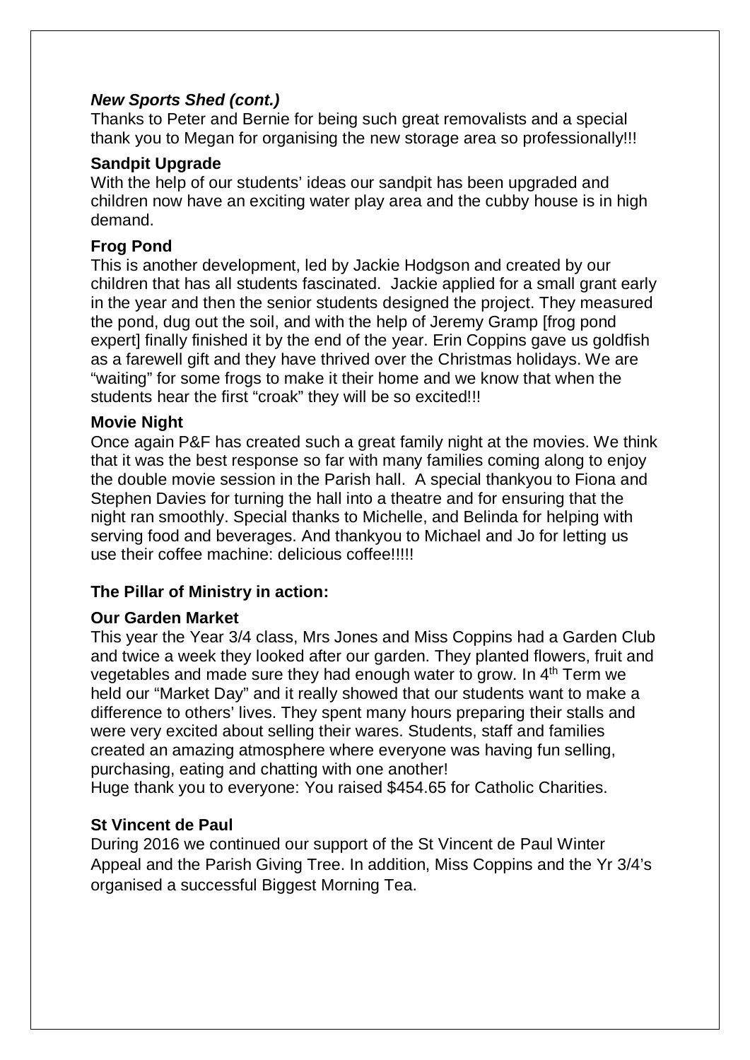***New Sports Shed (cont.)***

Thanks to Peter and Bernie for being such great removalists and a special thank you to Megan for organising the new storage area so professionally!!!

**Sandpit Upgrade**

With the help of our students' ideas our sandpit has been upgraded and children now have an exciting water play area and the cubby house is in high demand.

**Frog Pond**

This is another development, led by Jackie Hodgson and created by our children that has all students fascinated. Jackie applied for a small grant early in the year and then the senior students designed the project. They measured the pond, dug out the soil, and with the help of Jeremy Gramp [frog pond expert] finally finished it by the end of the year. Erin Coppins gave us goldfish as a farewell gift and they have thrived over the Christmas holidays. We are "waiting" for some frogs to make it their home and we know that when the students hear the first "croak" they will be so excited!!!

**Movie Night**

Once again P&F has created such a great family night at the movies. We think that it was the best response so far with many families coming along to enjoy the double movie session in the Parish hall. A special thankyou to Fiona and Stephen Davies for turning the hall into a theatre and for ensuring that the night ran smoothly. Special thanks to Michelle, and Belinda for helping with serving food and beverages. And thankyou to Michael and Jo for letting us use their coffee machine: delicious coffee!!!!!

**The Pillar of Ministry in action:**

**Our Garden Market**

This year the Year 3/4 class, Mrs Jones and Miss Coppins had a Garden Club and twice a week they looked after our garden. They planted flowers, fruit and vegetables and made sure they had enough water to grow. In 4th Term we held our "Market Day" and it really showed that our students want to make a difference to others' lives. They spent many hours preparing their stalls and were very excited about selling their wares. Students, staff and families created an amazing atmosphere where everyone was having fun selling, purchasing, eating and chatting with one another!

Huge thank you to everyone: You raised $454.65 for Catholic Charities.

**St Vincent de Paul**

During 2016 we continued our support of the St Vincent de Paul Winter Appeal and the Parish Giving Tree. In addition, Miss Coppins and the Yr 3/4's organised a successful Biggest Morning Tea.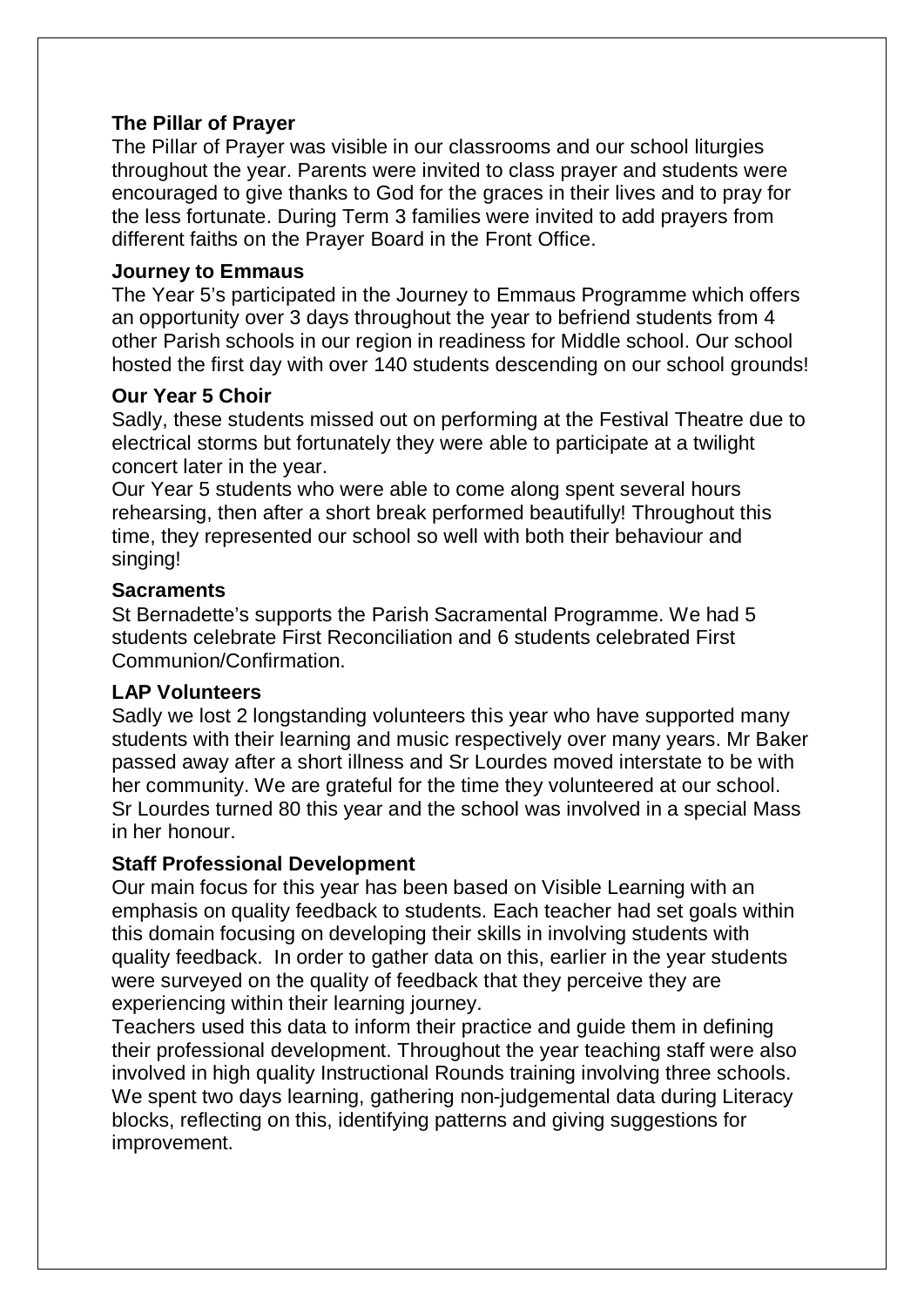### The Pillar of Prayer

The Pillar of Prayer was visible in our classrooms and our school liturgies throughout the year. Parents were invited to class prayer and students were encouraged to give thanks to God for the graces in their lives and to pray for the less fortunate. During Term 3 families were invited to add prayers from different faiths on the Prayer Board in the Front Office.

### Journey to Emmaus

The Year 5's participated in the Journey to Emmaus Programme which offers an opportunity over 3 days throughout the year to befriend students from 4 other Parish schools in our region in readiness for Middle school. Our school hosted the first day with over 140 students descending on our school grounds!

### Our Year 5 Choir

Sadly, these students missed out on performing at the Festival Theatre due to electrical storms but fortunately they were able to participate at a twilight concert later in the year.

Our Year 5 students who were able to come along spent several hours rehearsing, then after a short break performed beautifully! Throughout this time, they represented our school so well with both their behaviour and singing!

### Sacraments

St Bernadette's supports the Parish Sacramental Programme. We had 5 students celebrate First Reconciliation and 6 students celebrated First Communion/Confirmation.

### LAP Volunteers

Sadly we lost 2 longstanding volunteers this year who have supported many students with their learning and music respectively over many years. Mr Baker passed away after a short illness and Sr Lourdes moved interstate to be with her community. We are grateful for the time they volunteered at our school. Sr Lourdes turned 80 this year and the school was involved in a special Mass in her honour.

### Staff Professional Development

Our main focus for this year has been based on Visible Learning with an emphasis on quality feedback to students. Each teacher had set goals within this domain focusing on developing their skills in involving students with quality feedback. In order to gather data on this, earlier in the year students were surveyed on the quality of feedback that they perceive they are experiencing within their learning journey.

Teachers used this data to inform their practice and guide them in defining their professional development. Throughout the year teaching staff were also involved in high quality Instructional Rounds training involving three schools. We spent two days learning, gathering non-judgemental data during Literacy blocks, reflecting on this, identifying patterns and giving suggestions for improvement.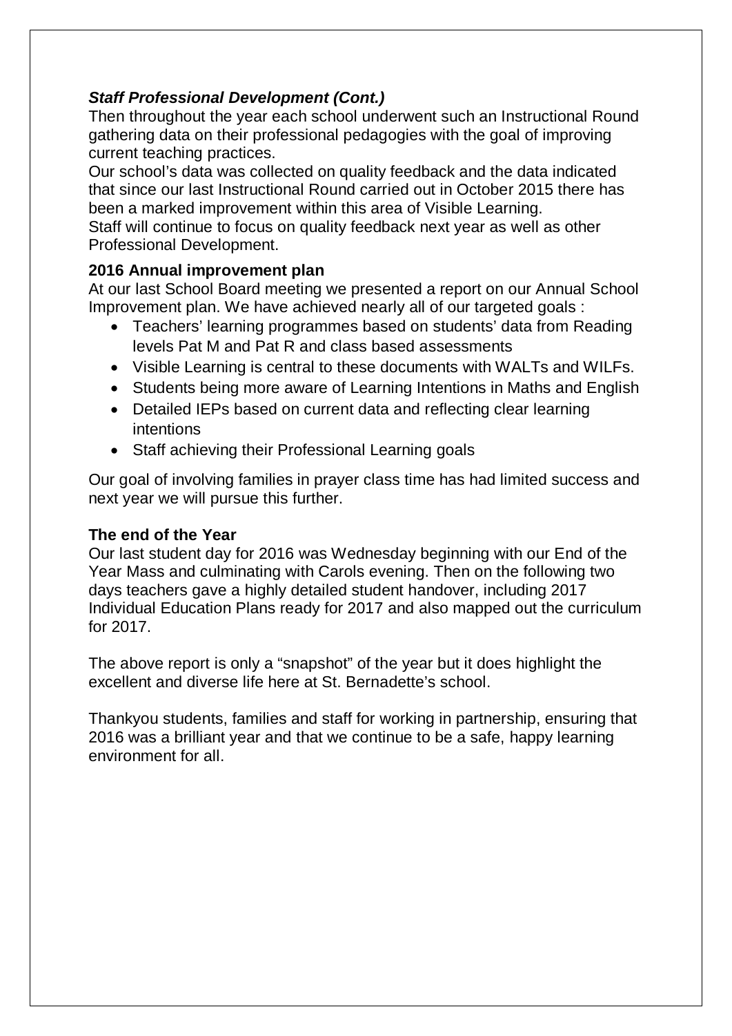***Staff Professional Development (Cont.)***

Then throughout the year each school underwent such an Instructional Round gathering data on their professional pedagogies with the goal of improving current teaching practices.

Our school's data was collected on quality feedback and the data indicated that since our last Instructional Round carried out in October 2015 there has been a marked improvement within this area of Visible Learning.

Staff will continue to focus on quality feedback next year as well as other Professional Development.

**2016 Annual improvement plan**

At our last School Board meeting we presented a report on our Annual School Improvement plan. We have achieved nearly all of our targeted goals :

- Teachers' learning programmes based on students' data from Reading levels Pat M and Pat R and class based assessments
- Visible Learning is central to these documents with WALTs and WILFs.
- Students being more aware of Learning Intentions in Maths and English
- Detailed IEPs based on current data and reflecting clear learning intentions
- Staff achieving their Professional Learning goals

Our goal of involving families in prayer class time has had limited success and next year we will pursue this further.

**The end of the Year**

Our last student day for 2016 was Wednesday beginning with our End of the Year Mass and culminating with Carols evening. Then on the following two days teachers gave a highly detailed student handover, including 2017 Individual Education Plans ready for 2017 and also mapped out the curriculum for 2017.

The above report is only a "snapshot" of the year but it does highlight the excellent and diverse life here at St. Bernadette's school.

Thankyou students, families and staff for working in partnership, ensuring that 2016 was a brilliant year and that we continue to be a safe, happy learning environment for all.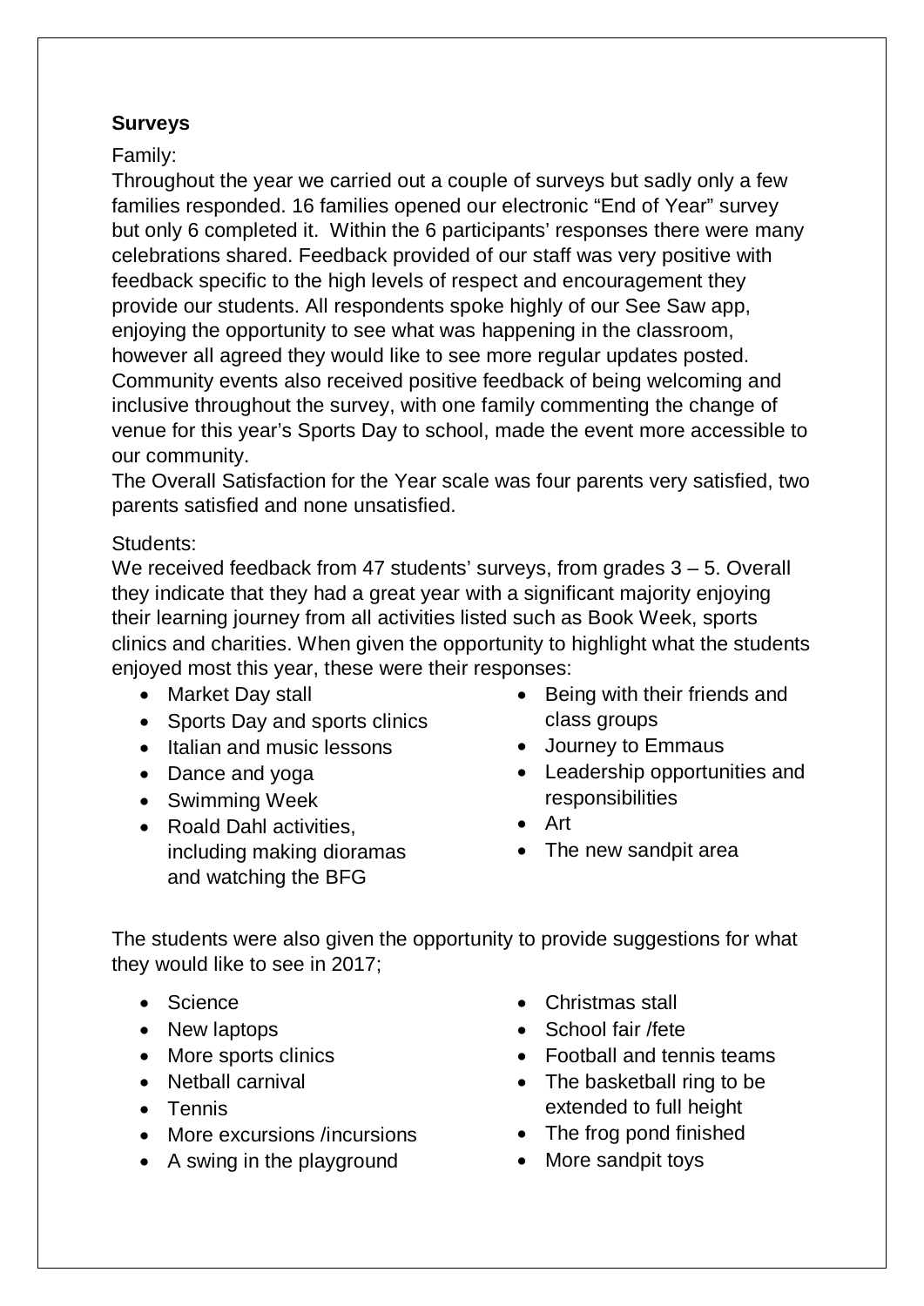**Surveys**

Family:

Throughout the year we carried out a couple of surveys but sadly only a few families responded. 16 families opened our electronic "End of Year" survey but only 6 completed it. Within the 6 participants' responses there were many celebrations shared. Feedback provided of our staff was very positive with feedback specific to the high levels of respect and encouragement they provide our students. All respondents spoke highly of our See Saw app, enjoying the opportunity to see what was happening in the classroom, however all agreed they would like to see more regular updates posted. Community events also received positive feedback of being welcoming and inclusive throughout the survey, with one family commenting the change of venue for this year's Sports Day to school, made the event more accessible to our community.

The Overall Satisfaction for the Year scale was four parents very satisfied, two parents satisfied and none unsatisfied.

Students:

We received feedback from 47 students' surveys, from grades 3 – 5. Overall they indicate that they had a great year with a significant majority enjoying their learning journey from all activities listed such as Book Week, sports clinics and charities. When given the opportunity to highlight what the students enjoyed most this year, these were their responses:

- Market Day stall
- Sports Day and sports clinics
- Italian and music lessons
- Dance and yoga
- Swimming Week
- Roald Dahl activities, including making dioramas and watching the BFG
- Being with their friends and class groups
- Journey to Emmaus
- Leadership opportunities and responsibilities
- Art
- The new sandpit area

The students were also given the opportunity to provide suggestions for what they would like to see in 2017;

- Science
- New laptops
- More sports clinics
- Netball carnival
- Tennis
- More excursions /incursions
- A swing in the playground
- Christmas stall
- School fair /fete
- Football and tennis teams
- The basketball ring to be extended to full height
- The frog pond finished
- More sandpit toys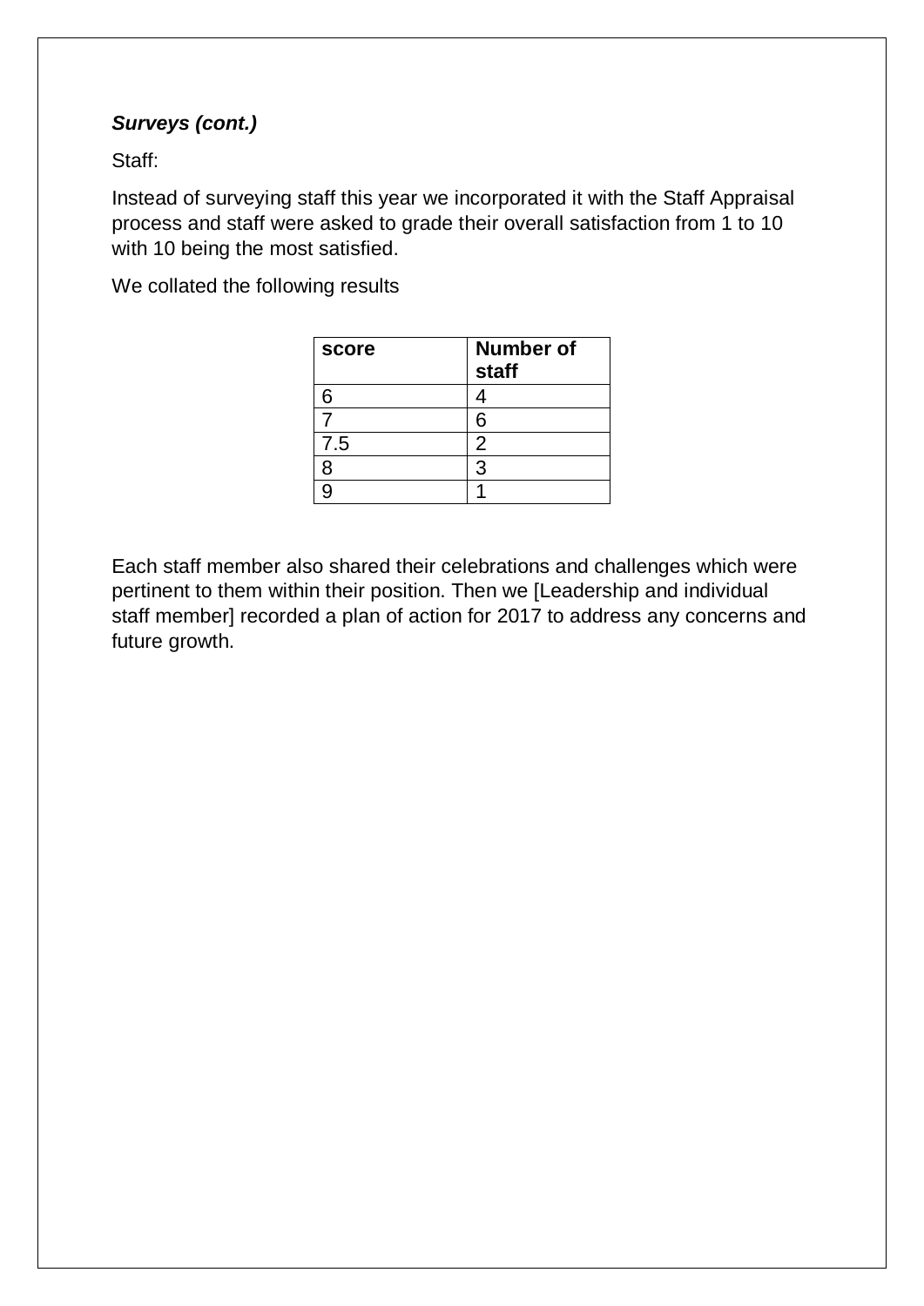***Surveys (cont.)***

Staff:

Instead of surveying staff this year we incorporated it with the Staff Appraisal process and staff were asked to grade their overall satisfaction from 1 to 10 with 10 being the most satisfied.

We collated the following results

| **score** | **Number of staff** |
|---|---|
| 6 | 4 |
| 7 | 6 |
| 7.5 | 2 |
| 8 | 3 |
| 9 | 1 |

Each staff member also shared their celebrations and challenges which were pertinent to them within their position. Then we [Leadership and individual staff member] recorded a plan of action for 2017 to address any concerns and future growth.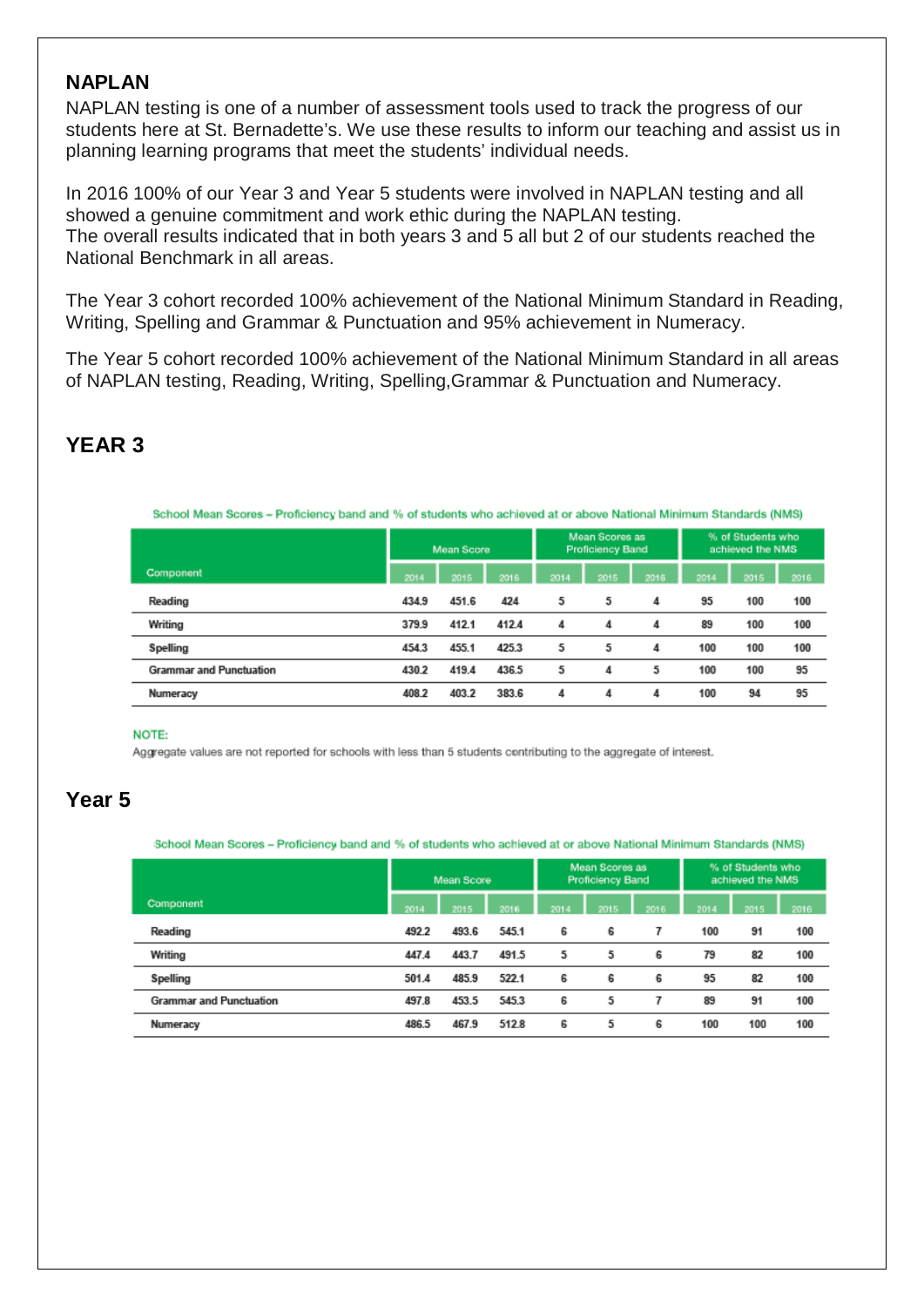## NAPLAN

NAPLAN testing is one of a number of assessment tools used to track the progress of our students here at St. Bernadette's. We use these results to inform our teaching and assist us in planning learning programs that meet the students' individual needs.

In 2016 100% of our Year 3 and Year 5 students were involved in NAPLAN testing and all showed a genuine commitment and work ethic during the NAPLAN testing.
The overall results indicated that in both years 3 and 5 all but 2 of our students reached the National Benchmark in all areas.

The Year 3 cohort recorded 100% achievement of the National Minimum Standard in Reading, Writing, Spelling and Grammar & Punctuation and 95% achievement in Numeracy.

The Year 5 cohort recorded 100% achievement of the National Minimum Standard in all areas of NAPLAN testing, Reading, Writing, Spelling,Grammar & Punctuation and Numeracy.

## YEAR 3

School Mean Scores – Proficiency band and % of students who achieved at or above National Minimum Standards (NMS)

| Component | Mean Score | | | Mean Scores as Proficiency Band | | | % of Students who achieved the NMS | | |
|---|---|---|---|---|---|---|---|---|---|
| | 2014 | 2015 | 2016 | 2014 | 2015 | 2016 | 2014 | 2015 | 2016 |
| Reading | 434.9 | 451.6 | 424 | 5 | 5 | 4 | 95 | 100 | 100 |
| Writing | 379.9 | 412.1 | 412.4 | 4 | 4 | 4 | 89 | 100 | 100 |
| Spelling | 454.3 | 455.1 | 425.3 | 5 | 5 | 4 | 100 | 100 | 100 |
| Grammar and Punctuation | 430.2 | 419.4 | 436.5 | 5 | 4 | 5 | 100 | 100 | 95 |
| Numeracy | 408.2 | 403.2 | 383.6 | 4 | 4 | 4 | 100 | 94 | 95 |

NOTE:
Aggregate values are not reported for schools with less than 5 students contributing to the aggregate of interest.

## Year 5

School Mean Scores – Proficiency band and % of students who achieved at or above National Minimum Standards (NMS)

| Component | Mean Score | | | Mean Scores as Proficiency Band | | | % of Students who achieved the NMS | | |
|---|---|---|---|---|---|---|---|---|---|
| | 2014 | 2015 | 2016 | 2014 | 2015 | 2016 | 2014 | 2015 | 2016 |
| Reading | 492.2 | 493.6 | 545.1 | 6 | 6 | 7 | 100 | 91 | 100 |
| Writing | 447.4 | 443.7 | 491.5 | 5 | 5 | 6 | 79 | 82 | 100 |
| Spelling | 501.4 | 485.9 | 522.1 | 6 | 6 | 6 | 95 | 82 | 100 |
| Grammar and Punctuation | 497.8 | 453.5 | 545.3 | 6 | 5 | 7 | 89 | 91 | 100 |
| Numeracy | 486.5 | 467.9 | 512.8 | 6 | 5 | 6 | 100 | 100 | 100 |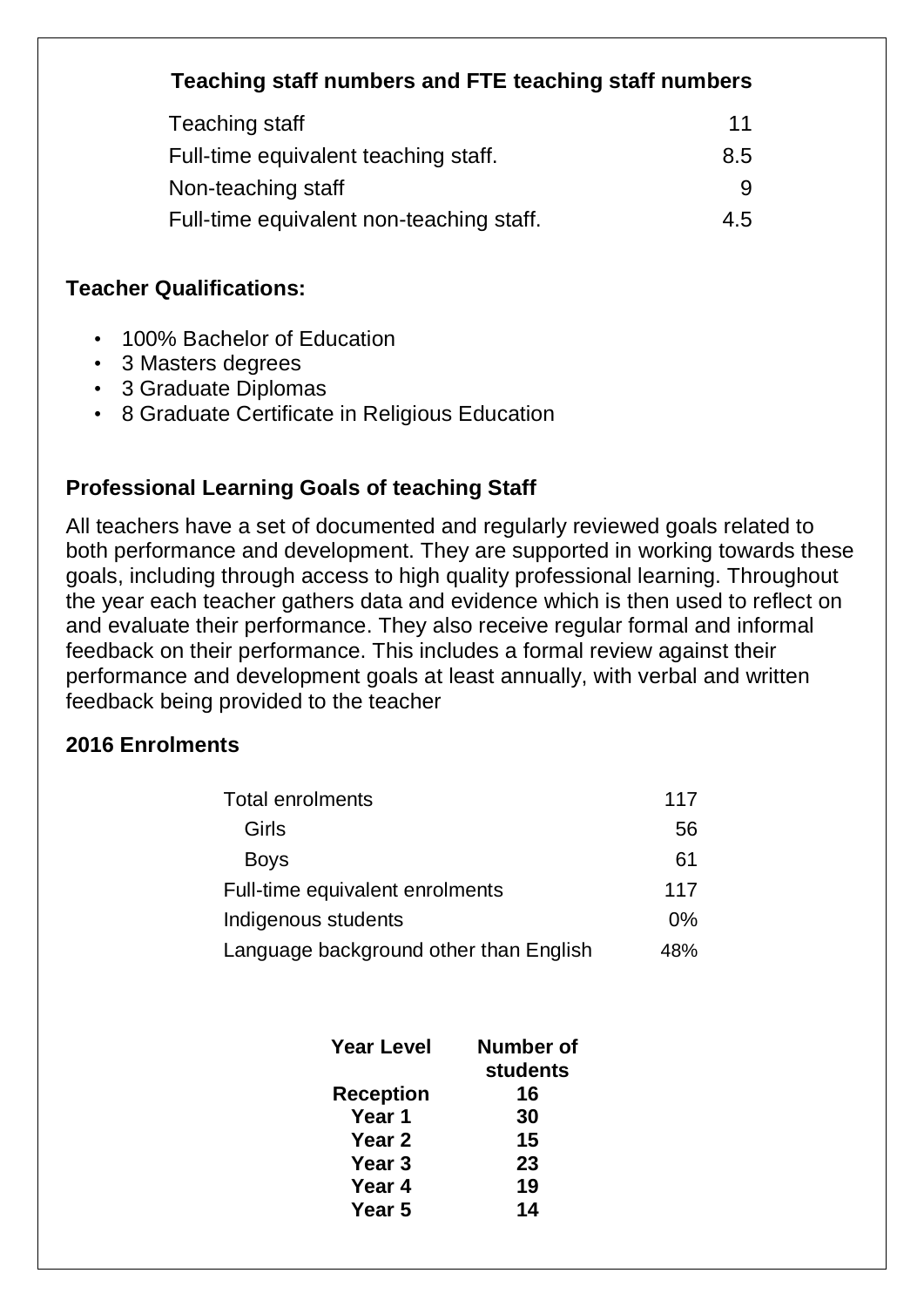### Teaching staff numbers and FTE teaching staff numbers

| | |
|---|---|
| Teaching staff | 11 |
| Full-time equivalent teaching staff. | 8.5 |
| Non-teaching staff | 9 |
| Full-time equivalent non-teaching staff. | 4.5 |

### Teacher Qualifications:

- 100% Bachelor of Education
- 3 Masters degrees
- 3 Graduate Diplomas
- 8 Graduate Certificate in Religious Education

### Professional Learning Goals of teaching Staff

All teachers have a set of documented and regularly reviewed goals related to both performance and development. They are supported in working towards these goals, including through access to high quality professional learning. Throughout the year each teacher gathers data and evidence which is then used to reflect on and evaluate their performance. They also receive regular formal and informal feedback on their performance. This includes a formal review against their performance and development goals at least annually, with verbal and written feedback being provided to the teacher

### 2016 Enrolments

| | |
|---|---|
| Total enrolments | 117 |
| Girls | 56 |
| Boys | 61 |
| Full-time equivalent enrolments | 117 |
| Indigenous students | 0% |
| Language background other than English | 48% |

| Year Level | Number of students |
|---|---|
| Reception | 16 |
| Year 1 | 30 |
| Year 2 | 15 |
| Year 3 | 23 |
| Year 4 | 19 |
| Year 5 | 14 |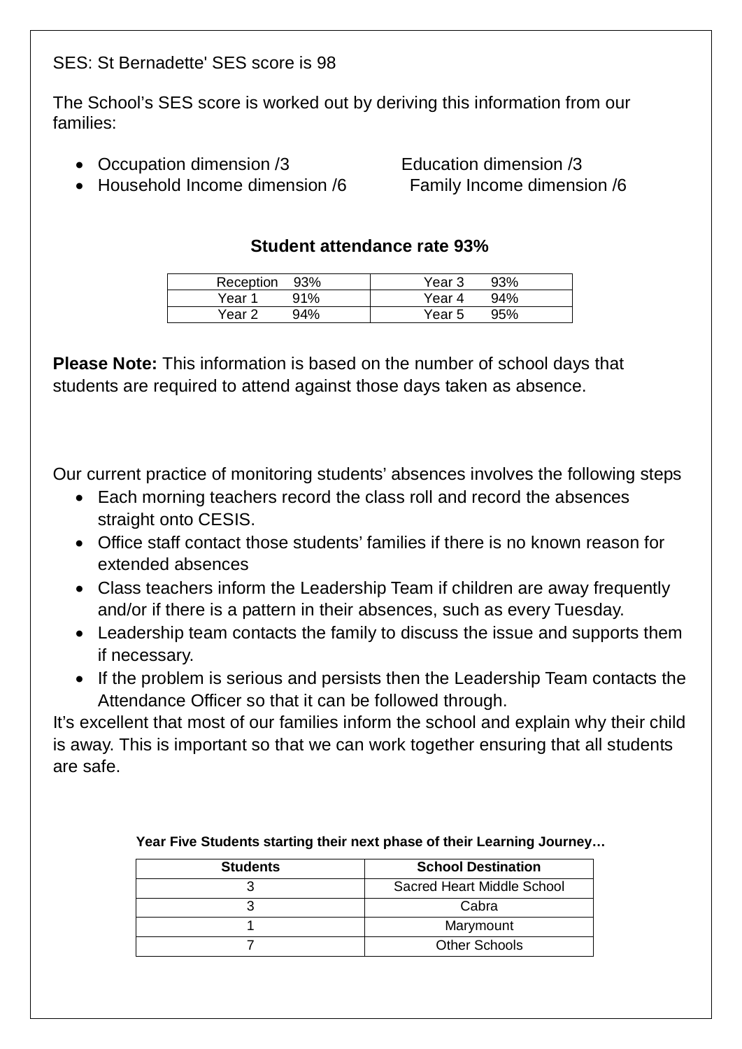SES: St Bernadette' SES score is 98

The School's SES score is worked out by deriving this information from our families:

- Occupation dimension /3
- Education dimension /3
- Household Income dimension /6
- Family Income dimension /6

**Student attendance rate 93%**

| | |
|---|---|
| Reception 93% | Year 3 93% |
| Year 1 91% | Year 4 94% |
| Year 2 94% | Year 5 95% |

**Please Note:** This information is based on the number of school days that students are required to attend against those days taken as absence.

Our current practice of monitoring students' absences involves the following steps

- Each morning teachers record the class roll and record the absences straight onto CESIS.
- Office staff contact those students' families if there is no known reason for extended absences
- Class teachers inform the Leadership Team if children are away frequently and/or if there is a pattern in their absences, such as every Tuesday.
- Leadership team contacts the family to discuss the issue and supports them if necessary.
- If the problem is serious and persists then the Leadership Team contacts the Attendance Officer so that it can be followed through.

It's excellent that most of our families inform the school and explain why their child is away. This is important so that we can work together ensuring that all students are safe.

**Year Five Students starting their next phase of their Learning Journey…**

| Students | School Destination |
|---|---|
| 3 | Sacred Heart Middle School |
| 3 | Cabra |
| 1 | Marymount |
| 7 | Other Schools |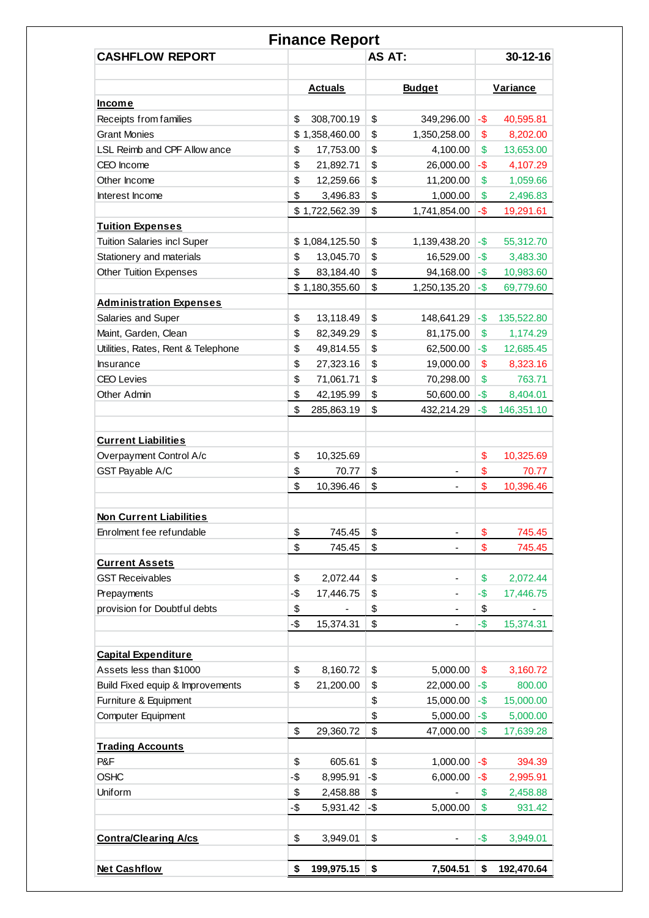# Finance Report

| CASHFLOW REPORT | | AS AT: | 30-12-16 |
|---|---|---|---|
| | **Actuals** | **Budget** | **Variance** |
| **Income** | | | |
| Receipts from families | $ 308,700.19 | $ 349,296.00 | -$ 40,595.81 |
| Grant Monies | $ 1,358,460.00 | $ 1,350,258.00 | $ 8,202.00 |
| LSL Reimb and CPF Allowance | $ 17,753.00 | $ 4,100.00 | $ 13,653.00 |
| CEO Income | $ 21,892.71 | $ 26,000.00 | -$ 4,107.29 |
| Other Income | $ 12,259.66 | $ 11,200.00 | $ 1,059.66 |
| Interest Income | $ 3,496.83 | $ 1,000.00 | $ 2,496.83 |
| | $ 1,722,562.39 | $ 1,741,854.00 | -$ 19,291.61 |
| **Tuition Expenses** | | | |
| Tuition Salaries incl Super | $ 1,084,125.50 | $ 1,139,438.20 | -$ 55,312.70 |
| Stationery and materials | $ 13,045.70 | $ 16,529.00 | -$ 3,483.30 |
| Other Tuition Expenses | $ 83,184.40 | $ 94,168.00 | -$ 10,983.60 |
| | $ 1,180,355.60 | $ 1,250,135.20 | -$ 69,779.60 |
| **Administration Expenses** | | | |
| Salaries and Super | $ 13,118.49 | $ 148,641.29 | -$ 135,522.80 |
| Maint, Garden, Clean | $ 82,349.29 | $ 81,175.00 | $ 1,174.29 |
| Utilities, Rates, Rent & Telephone | $ 49,814.55 | $ 62,500.00 | -$ 12,685.45 |
| Insurance | $ 27,323.16 | $ 19,000.00 | $ 8,323.16 |
| CEO Levies | $ 71,061.71 | $ 70,298.00 | $ 763.71 |
| Other Admin | $ 42,195.99 | $ 50,600.00 | -$ 8,404.01 |
| | $ 285,863.19 | $ 432,214.29 | -$ 146,351.10 |
| | | | |
| **Current Liabilities** | | | |
| Overpayment Control A/c | $ 10,325.69 | | $ 10,325.69 |
| GST Payable A/C | $ 70.77 | $ - | $ 70.77 |
| | $ 10,396.46 | $ - | $ 10,396.46 |
| | | | |
| **Non Current Liabilities** | | | |
| Enrolment fee refundable | $ 745.45 | $ - | $ 745.45 |
| | $ 745.45 | $ - | $ 745.45 |
| **Current Assets** | | | |
| GST Receivables | $ 2,072.44 | $ - | $ 2,072.44 |
| Prepayments | -$ 17,446.75 | $ - | -$ 17,446.75 |
| provision for Doubtful debts | $ - | $ - | $ - |
| | -$ 15,374.31 | $ - | -$ 15,374.31 |
| | | | |
| **Capital Expenditure** | | | |
| Assets less than $1000 | $ 8,160.72 | $ 5,000.00 | $ 3,160.72 |
| Build Fixed equip & Improvements | $ 21,200.00 | $ 22,000.00 | -$ 800.00 |
| Furniture & Equipment | | $ 15,000.00 | -$ 15,000.00 |
| Computer Equipment | | $ 5,000.00 | -$ 5,000.00 |
| | $ 29,360.72 | $ 47,000.00 | -$ 17,639.28 |
| **Trading Accounts** | | | |
| P&F | $ 605.61 | $ 1,000.00 | -$ 394.39 |
| OSHC | -$ 8,995.91 | -$ 6,000.00 | -$ 2,995.91 |
| Uniform | $ 2,458.88 | $ - | $ 2,458.88 |
| | -$ 5,931.42 | -$ 5,000.00 | $ 931.42 |
| | | | |
| **Contra/Clearing A/cs** | $ 3,949.01 | $ - | -$ 3,949.01 |
| | | | |
| **Net Cashflow** | **$ 199,975.15** | **$ 7,504.51** | **$ 192,470.64** |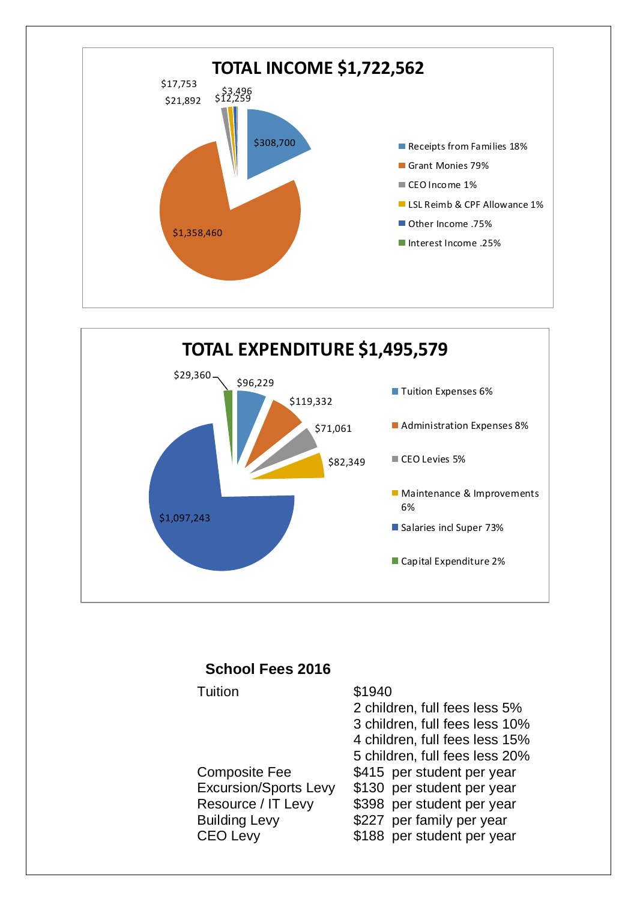## TOTAL INCOME $1,722,562

| Source | Amount | Share |
|---|---|---|
| Receipts from Families | $308,700 | 18% |
| Grant Monies | $1,358,460 | 79% |
| CEO Income | $17,753 | 1% |
| LSL Reimb & CPF Allowance | $21,892 | 1% |
| Other Income | $12,259 | .75% |
| Interest Income | $3,496 | .25% |

## TOTAL EXPENDITURE $1,495,579

| Item | Amount | Share |
|---|---|---|
| Tuition Expenses | $96,229 | 6% |
| Administration Expenses | $119,332 | 8% |
| CEO Levies | $71,061 | 5% |
| Maintenance & Improvements | $82,349 | 6% |
| Salaries incl Super | $1,097,243 | 73% |
| Capital Expenditure | $29,360 | 2% |

### School Fees 2016

| | |
|---|---|
| Tuition | $1940<br>2 children, full fees less 5%<br>3 children, full fees less 10%<br>4 children, full fees less 15%<br>5 children, full fees less 20% |
| Composite Fee | $415 per student per year |
| Excursion/Sports Levy | $130 per student per year |
| Resource / IT Levy | $398 per student per year |
| Building Levy | $227 per family per year |
| CEO Levy | $188 per student per year |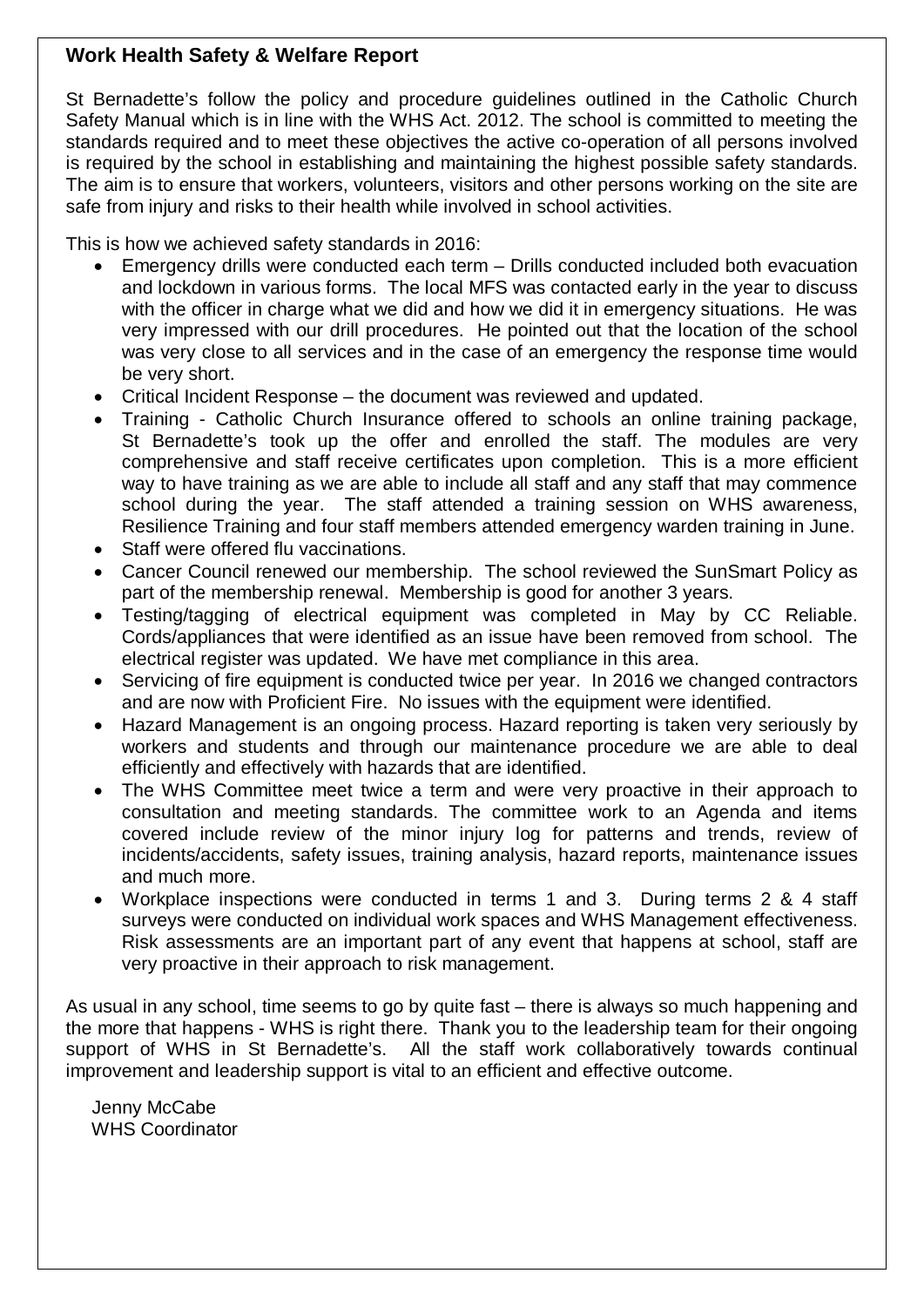## Work Health Safety & Welfare Report

St Bernadette's follow the policy and procedure guidelines outlined in the Catholic Church Safety Manual which is in line with the WHS Act. 2012. The school is committed to meeting the standards required and to meet these objectives the active co-operation of all persons involved is required by the school in establishing and maintaining the highest possible safety standards. The aim is to ensure that workers, volunteers, visitors and other persons working on the site are safe from injury and risks to their health while involved in school activities.

This is how we achieved safety standards in 2016:

- Emergency drills were conducted each term – Drills conducted included both evacuation and lockdown in various forms. The local MFS was contacted early in the year to discuss with the officer in charge what we did and how we did it in emergency situations. He was very impressed with our drill procedures. He pointed out that the location of the school was very close to all services and in the case of an emergency the response time would be very short.
- Critical Incident Response – the document was reviewed and updated.
- Training - Catholic Church Insurance offered to schools an online training package, St Bernadette's took up the offer and enrolled the staff. The modules are very comprehensive and staff receive certificates upon completion. This is a more efficient way to have training as we are able to include all staff and any staff that may commence school during the year. The staff attended a training session on WHS awareness, Resilience Training and four staff members attended emergency warden training in June.
- Staff were offered flu vaccinations.
- Cancer Council renewed our membership. The school reviewed the SunSmart Policy as part of the membership renewal. Membership is good for another 3 years.
- Testing/tagging of electrical equipment was completed in May by CC Reliable. Cords/appliances that were identified as an issue have been removed from school. The electrical register was updated. We have met compliance in this area.
- Servicing of fire equipment is conducted twice per year. In 2016 we changed contractors and are now with Proficient Fire. No issues with the equipment were identified.
- Hazard Management is an ongoing process. Hazard reporting is taken very seriously by workers and students and through our maintenance procedure we are able to deal efficiently and effectively with hazards that are identified.
- The WHS Committee meet twice a term and were very proactive in their approach to consultation and meeting standards. The committee work to an Agenda and items covered include review of the minor injury log for patterns and trends, review of incidents/accidents, safety issues, training analysis, hazard reports, maintenance issues and much more.
- Workplace inspections were conducted in terms 1 and 3. During terms 2 & 4 staff surveys were conducted on individual work spaces and WHS Management effectiveness. Risk assessments are an important part of any event that happens at school, staff are very proactive in their approach to risk management.

As usual in any school, time seems to go by quite fast – there is always so much happening and the more that happens - WHS is right there. Thank you to the leadership team for their ongoing support of WHS in St Bernadette's. All the staff work collaboratively towards continual improvement and leadership support is vital to an efficient and effective outcome.

Jenny McCabe
WHS Coordinator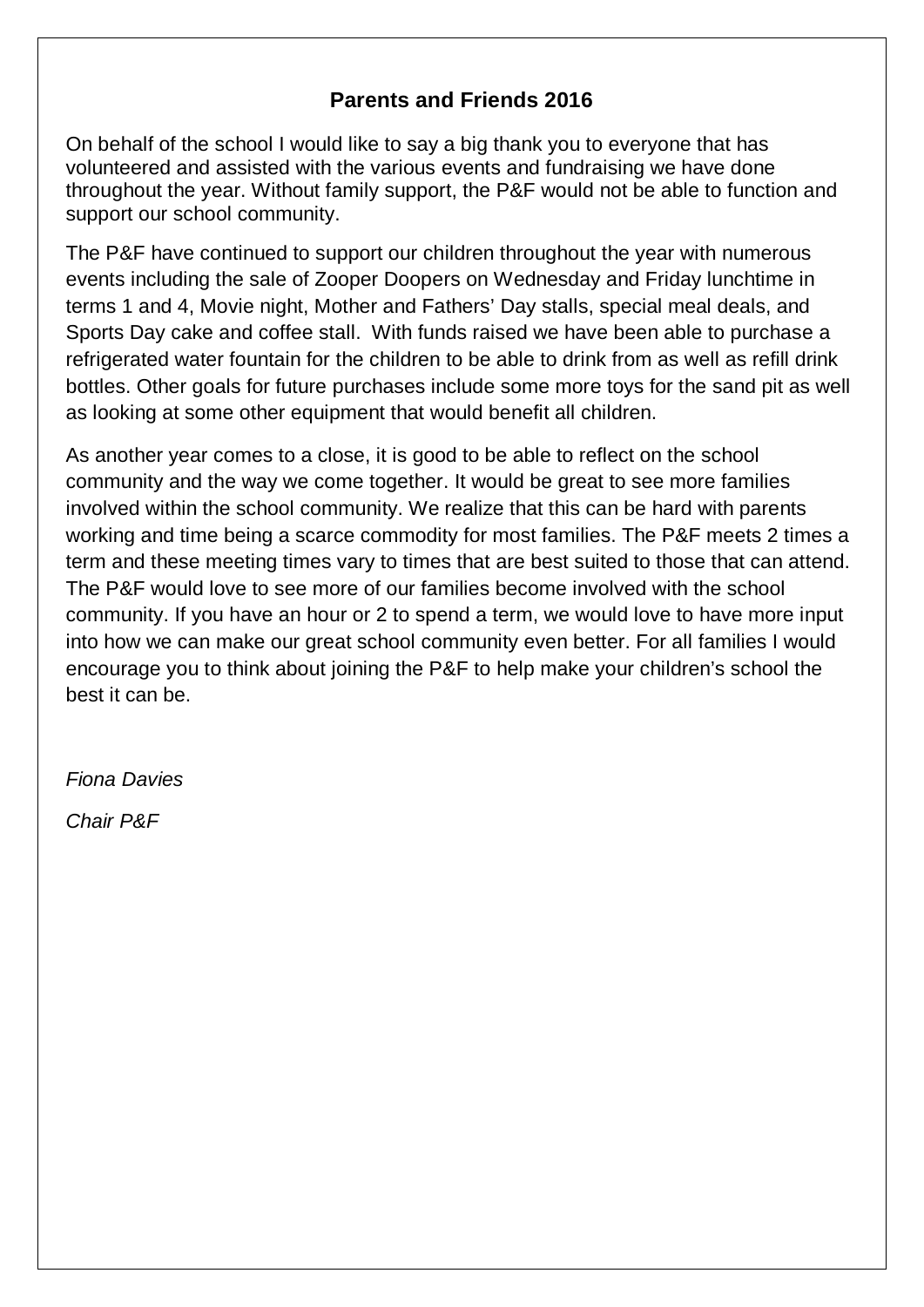## Parents and Friends 2016

On behalf of the school I would like to say a big thank you to everyone that has volunteered and assisted with the various events and fundraising we have done throughout the year. Without family support, the P&F would not be able to function and support our school community.

The P&F have continued to support our children throughout the year with numerous events including the sale of Zooper Doopers on Wednesday and Friday lunchtime in terms 1 and 4, Movie night, Mother and Fathers' Day stalls, special meal deals, and Sports Day cake and coffee stall. With funds raised we have been able to purchase a refrigerated water fountain for the children to be able to drink from as well as refill drink bottles. Other goals for future purchases include some more toys for the sand pit as well as looking at some other equipment that would benefit all children.

As another year comes to a close, it is good to be able to reflect on the school community and the way we come together. It would be great to see more families involved within the school community. We realize that this can be hard with parents working and time being a scarce commodity for most families. The P&F meets 2 times a term and these meeting times vary to times that are best suited to those that can attend. The P&F would love to see more of our families become involved with the school community. If you have an hour or 2 to spend a term, we would love to have more input into how we can make our great school community even better. For all families I would encourage you to think about joining the P&F to help make your children's school the best it can be.

*Fiona Davies*

*Chair P&F*